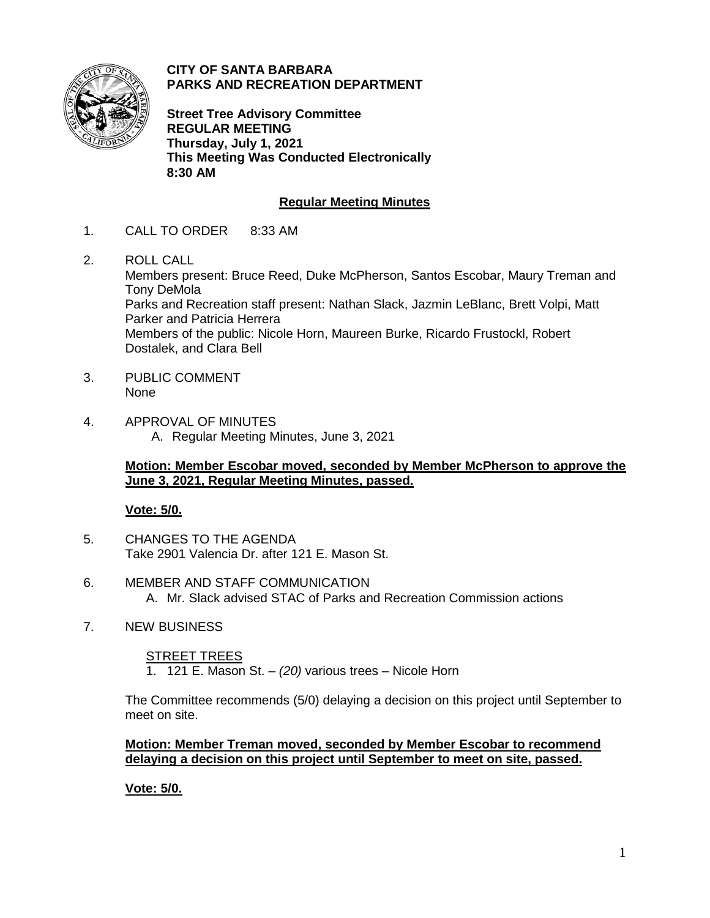**CITY OF SANTA BARBARA**
**PARKS AND RECREATION DEPARTMENT**

**Street Tree Advisory Committee**
**REGULAR MEETING**
**Thursday, July 1, 2021**
**This Meeting Was Conducted Electronically**
**8:30 AM**

## Regular Meeting Minutes

1. CALL TO ORDER 8:33 AM

2. ROLL CALL
   Members present: Bruce Reed, Duke McPherson, Santos Escobar, Maury Treman and Tony DeMola
   Parks and Recreation staff present: Nathan Slack, Jazmin LeBlanc, Brett Volpi, Matt Parker and Patricia Herrera
   Members of the public: Nicole Horn, Maureen Burke, Ricardo Frustockl, Robert Dostalek, and Clara Bell

3. PUBLIC COMMENT
   None

4. APPROVAL OF MINUTES
   A. Regular Meeting Minutes, June 3, 2021

   **Motion: Member Escobar moved, seconded by Member McPherson to approve the June 3, 2021, Regular Meeting Minutes, passed.**

   **Vote: 5/0.**

5. CHANGES TO THE AGENDA
   Take 2901 Valencia Dr. after 121 E. Mason St.

6. MEMBER AND STAFF COMMUNICATION
   A. Mr. Slack advised STAC of Parks and Recreation Commission actions

7. NEW BUSINESS

   STREET TREES
   1. 121 E. Mason St. – *(20)* various trees – Nicole Horn

   The Committee recommends (5/0) delaying a decision on this project until September to meet on site.

   **Motion: Member Treman moved, seconded by Member Escobar to recommend delaying a decision on this project until September to meet on site, passed.**

   **Vote: 5/0.**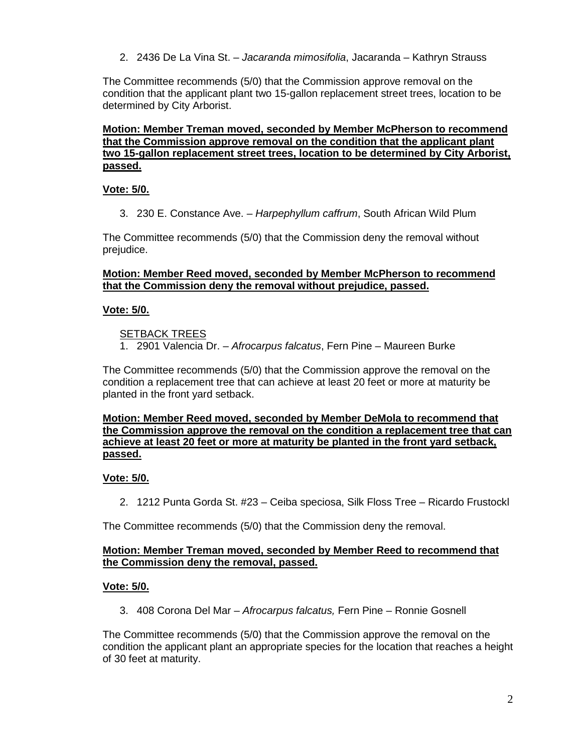2. 2436 De La Vina St. – *Jacaranda mimosifolia*, Jacaranda – Kathryn Strauss

The Committee recommends (5/0) that the Commission approve removal on the condition that the applicant plant two 15-gallon replacement street trees, location to be determined by City Arborist.

**Motion: Member Treman moved, seconded by Member McPherson to recommend that the Commission approve removal on the condition that the applicant plant two 15-gallon replacement street trees, location to be determined by City Arborist, passed.**

**Vote: 5/0.**

3. 230 E. Constance Ave. – *Harpephyllum caffrum*, South African Wild Plum

The Committee recommends (5/0) that the Commission deny the removal without prejudice.

**Motion: Member Reed moved, seconded by Member McPherson to recommend that the Commission deny the removal without prejudice, passed.**

**Vote: 5/0.**

SETBACK TREES

1. 2901 Valencia Dr. – *Afrocarpus falcatus*, Fern Pine – Maureen Burke

The Committee recommends (5/0) that the Commission approve the removal on the condition a replacement tree that can achieve at least 20 feet or more at maturity be planted in the front yard setback.

**Motion: Member Reed moved, seconded by Member DeMola to recommend that the Commission approve the removal on the condition a replacement tree that can achieve at least 20 feet or more at maturity be planted in the front yard setback, passed.**

**Vote: 5/0.**

2. 1212 Punta Gorda St. #23 – Ceiba speciosa, Silk Floss Tree – Ricardo Frustockl

The Committee recommends (5/0) that the Commission deny the removal.

**Motion: Member Treman moved, seconded by Member Reed to recommend that the Commission deny the removal, passed.**

**Vote: 5/0.**

3. 408 Corona Del Mar – *Afrocarpus falcatus,* Fern Pine – Ronnie Gosnell

The Committee recommends (5/0) that the Commission approve the removal on the condition the applicant plant an appropriate species for the location that reaches a height of 30 feet at maturity.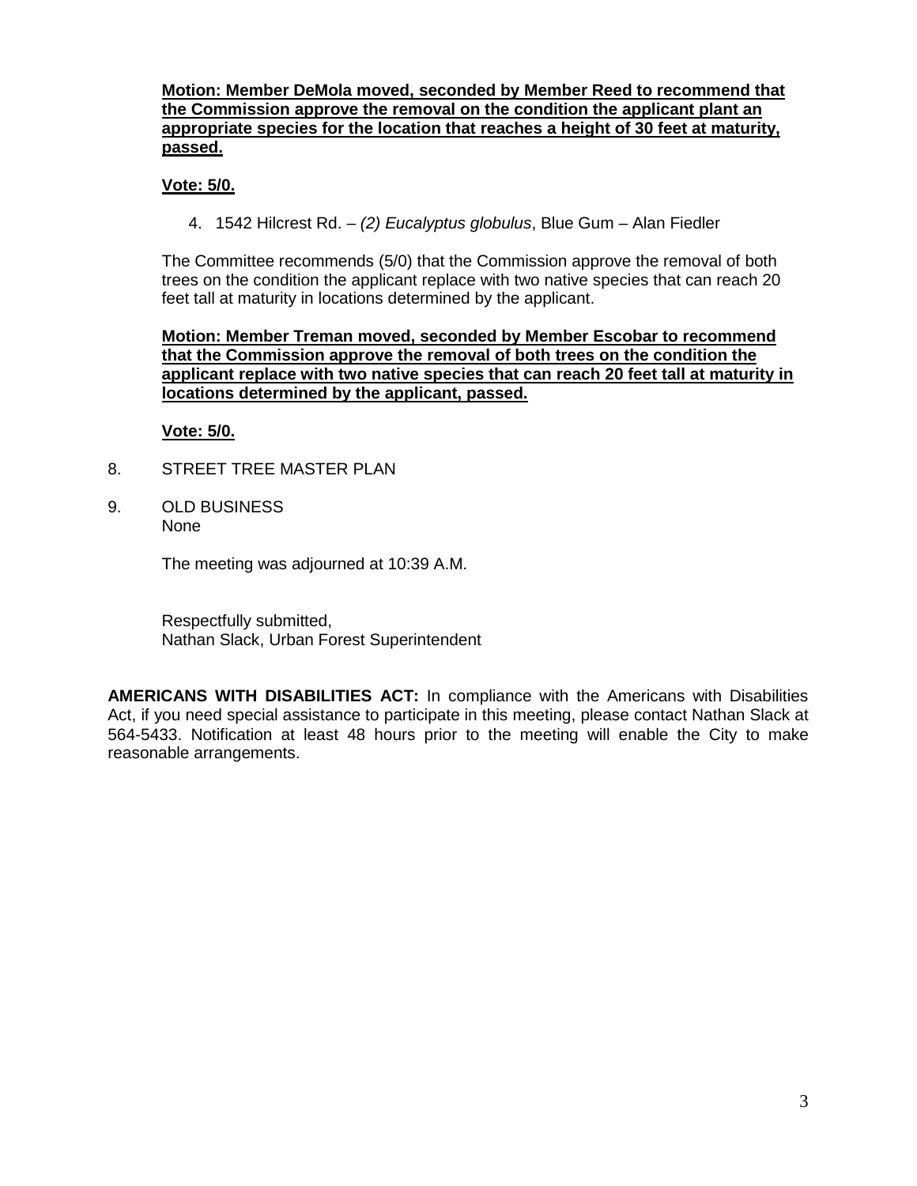**Motion: Member DeMola moved, seconded by Member Reed to recommend that the Commission approve the removal on the condition the applicant plant an appropriate species for the location that reaches a height of 30 feet at maturity, passed.**

**Vote: 5/0.**

4. 1542 Hilcrest Rd. – *(2) Eucalyptus globulus*, Blue Gum – Alan Fiedler

The Committee recommends (5/0) that the Commission approve the removal of both trees on the condition the applicant replace with two native species that can reach 20 feet tall at maturity in locations determined by the applicant.

**Motion: Member Treman moved, seconded by Member Escobar to recommend that the Commission approve the removal of both trees on the condition the applicant replace with two native species that can reach 20 feet tall at maturity in locations determined by the applicant, passed.**

**Vote: 5/0.**

8. STREET TREE MASTER PLAN

9. OLD BUSINESS
   None

The meeting was adjourned at 10:39 A.M.

Respectfully submitted,
Nathan Slack, Urban Forest Superintendent

**AMERICANS WITH DISABILITIES ACT:** In compliance with the Americans with Disabilities Act, if you need special assistance to participate in this meeting, please contact Nathan Slack at 564-5433. Notification at least 48 hours prior to the meeting will enable the City to make reasonable arrangements.